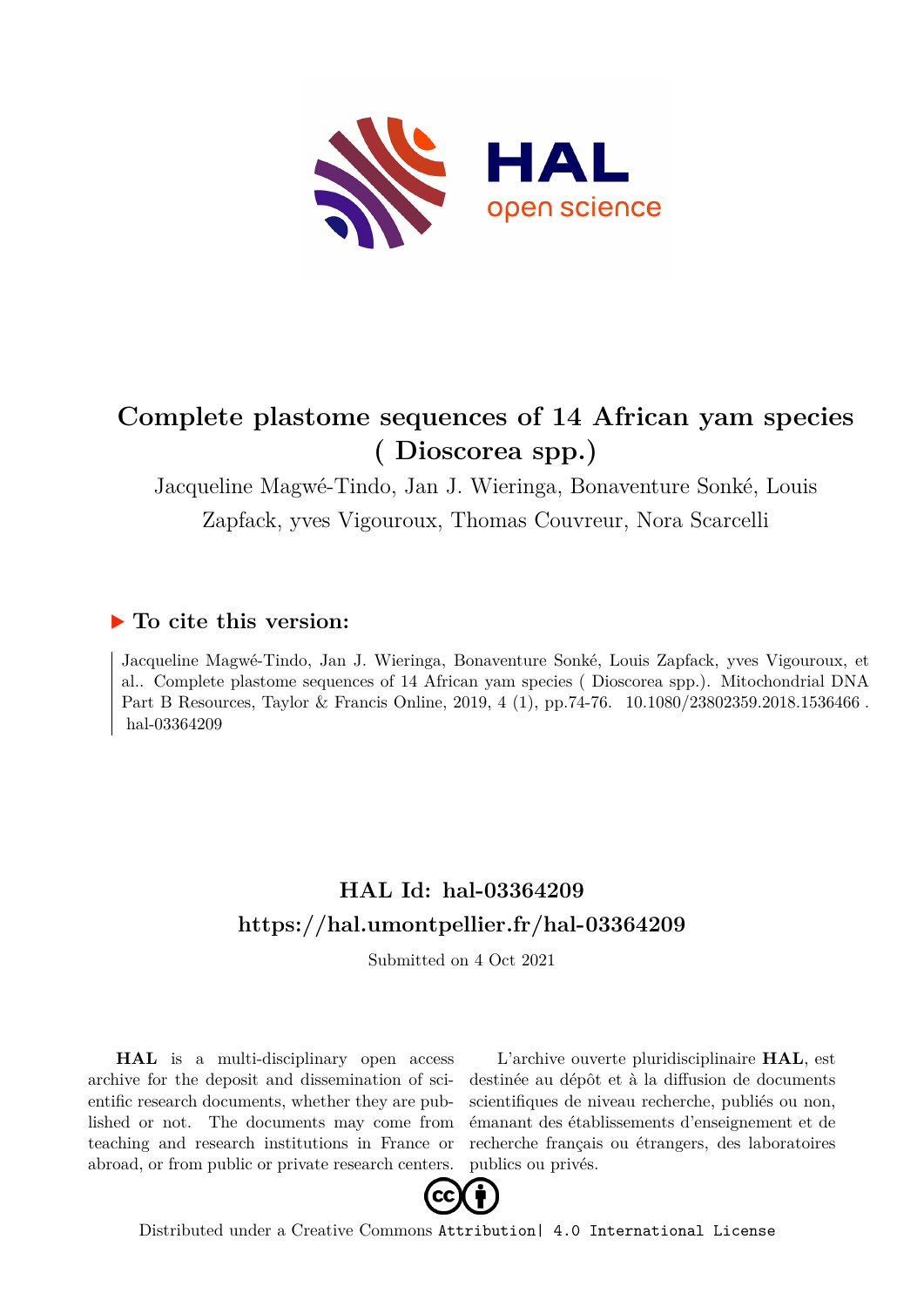# Complete plastome sequences of 14 African yam species ( Dioscorea spp.)

Jacqueline Magwé-Tindo, Jan J. Wieringa, Bonaventure Sonké, Louis Zapfack, yves Vigouroux, Thomas Couvreur, Nora Scarcelli

## To cite this version:

Jacqueline Magwé-Tindo, Jan J. Wieringa, Bonaventure Sonké, Louis Zapfack, yves Vigouroux, et al.. Complete plastome sequences of 14 African yam species ( Dioscorea spp.). Mitochondrial DNA Part B Resources, Taylor & Francis Online, 2019, 4 (1), pp.74-76. 10.1080/23802359.2018.1536466. hal-03364209

## HAL Id: hal-03364209
## https://hal.umontpellier.fr/hal-03364209

Submitted on 4 Oct 2021

**HAL** is a multi-disciplinary open access archive for the deposit and dissemination of scientific research documents, whether they are published or not. The documents may come from teaching and research institutions in France or abroad, or from public or private research centers.

L'archive ouverte pluridisciplinaire **HAL**, est destinée au dépôt et à la diffusion de documents scientifiques de niveau recherche, publiés ou non, émanant des établissements d'enseignement et de recherche français ou étrangers, des laboratoires publics ou privés.

Distributed under a Creative Commons Attribution| 4.0 International License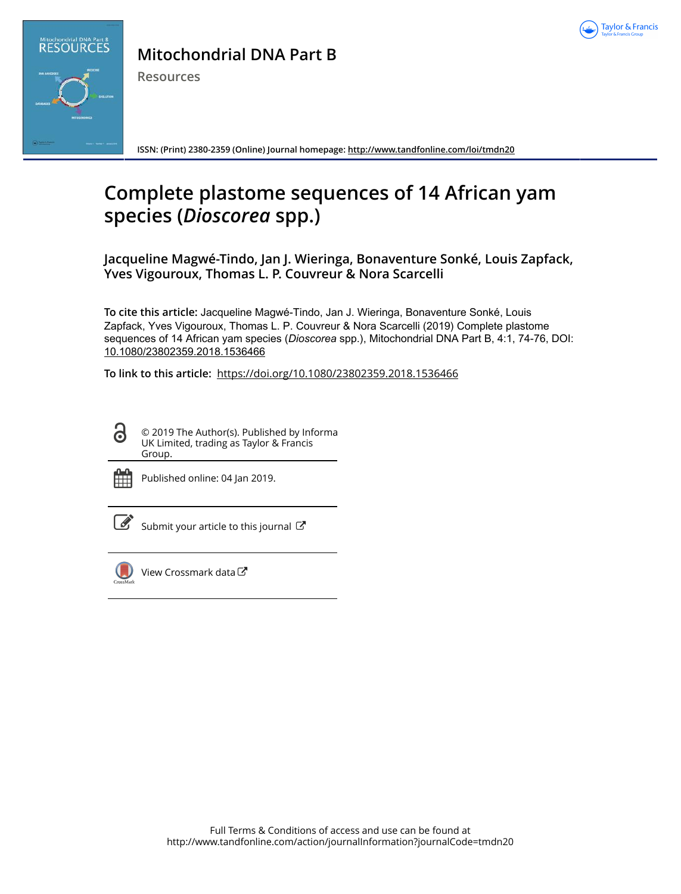# Complete plastome sequences of 14 African yam species (*Dioscorea* spp.)

**Jacqueline Magwé-Tindo, Jan J. Wieringa, Bonaventure Sonké, Louis Zapfack, Yves Vigouroux, Thomas L. P. Couvreur & Nora Scarcelli**

**To cite this article:** Jacqueline Magwé-Tindo, Jan J. Wieringa, Bonaventure Sonké, Louis Zapfack, Yves Vigouroux, Thomas L. P. Couvreur & Nora Scarcelli (2019) Complete plastome sequences of 14 African yam species (*Dioscorea* spp.), Mitochondrial DNA Part B, 4:1, 74-76, DOI: 10.1080/23802359.2018.1536466

**To link to this article:** https://doi.org/10.1080/23802359.2018.1536466

© 2019 The Author(s). Published by Informa UK Limited, trading as Taylor & Francis Group.

Published online: 04 Jan 2019.

Submit your article to this journal

View Crossmark data

Full Terms & Conditions of access and use can be found at http://www.tandfonline.com/action/journalInformation?journalCode=tmdn20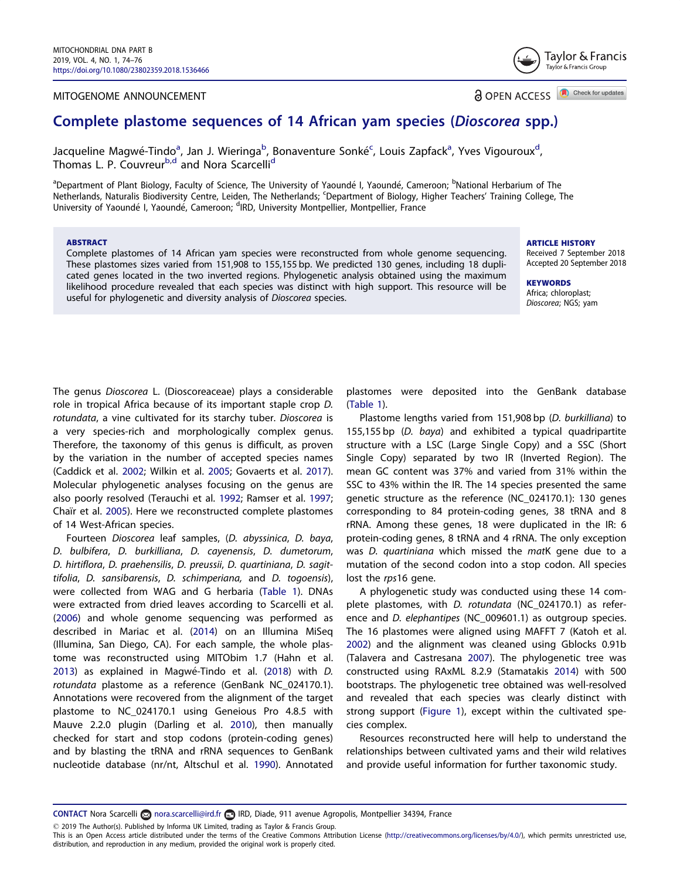MITOGENOME ANNOUNCEMENT

OPEN ACCESS

# Complete plastome sequences of 14 African yam species (*Dioscorea* spp.)

Jacqueline Magwé-Tindo[a], Jan J. Wieringa[b], Bonaventure Sonké[c], Louis Zapfack[a], Yves Vigouroux[d], Thomas L. P. Couvreur[b,d] and Nora Scarcelli[d]

[a]Department of Plant Biology, Faculty of Science, The University of Yaoundé I, Yaoundé, Cameroon; [b]National Herbarium of The Netherlands, Naturalis Biodiversity Centre, Leiden, The Netherlands; [c]Department of Biology, Higher Teachers' Training College, The University of Yaoundé I, Yaoundé, Cameroon; [d]IRD, University Montpellier, Montpellier, France

**ABSTRACT**

Complete plastomes of 14 African yam species were reconstructed from whole genome sequencing. These plastomes sizes varied from 151,908 to 155,155 bp. We predicted 130 genes, including 18 duplicated genes located in the two inverted regions. Phylogenetic analysis obtained using the maximum likelihood procedure revealed that each species was distinct with high support. This resource will be useful for phylogenetic and diversity analysis of *Dioscorea* species.

**ARTICLE HISTORY**

Received 7 September 2018
Accepted 20 September 2018

**KEYWORDS**

Africa; chloroplast; *Dioscorea*; NGS; yam

The genus *Dioscorea* L. (Dioscoreaceae) plays a considerable role in tropical Africa because of its important staple crop *D. rotundata*, a vine cultivated for its starchy tuber. *Dioscorea* is a very species-rich and morphologically complex genus. Therefore, the taxonomy of this genus is difficult, as proven by the variation in the number of accepted species names (Caddick et al. 2002; Wilkin et al. 2005; Govaerts et al. 2017). Molecular phylogenetic analyses focusing on the genus are also poorly resolved (Terauchi et al. 1992; Ramser et al. 1997; Chaïr et al. 2005). Here we reconstructed complete plastomes of 14 West-African species.

Fourteen *Dioscorea* leaf samples, (*D. abyssinica*, *D. baya*, *D. bulbifera*, *D. burkilliana*, *D. cayenensis*, *D. dumetorum*, *D. hirtiflora*, *D. praehensilis*, *D. preussii*, *D. quartiniana*, *D. sagittifolia*, *D. sansibarensis*, *D. schimperiana*, and *D. togoensis*), were collected from WAG and G herbaria (Table 1). DNAs were extracted from dried leaves according to Scarcelli et al. (2006) and whole genome sequencing was performed as described in Mariac et al. (2014) on an Illumina MiSeq (Illumina, San Diego, CA). For each sample, the whole plastome was reconstructed using MITObim 1.7 (Hahn et al. 2013) as explained in Magwé-Tindo et al. (2018) with *D. rotundata* plastome as a reference (GenBank NC_024170.1). Annotations were recovered from the alignment of the target plastome to NC_024170.1 using Geneious Pro 4.8.5 with Mauve 2.2.0 plugin (Darling et al. 2010), then manually checked for start and stop codons (protein-coding genes) and by blasting the tRNA and rRNA sequences to GenBank nucleotide database (nr/nt, Altschul et al. 1990). Annotated plastomes were deposited into the GenBank database (Table 1).

Plastome lengths varied from 151,908 bp (*D. burkilliana*) to 155,155 bp (*D. baya*) and exhibited a typical quadripartite structure with a LSC (Large Single Copy) and a SSC (Short Single Copy) separated by two IR (Inverted Region). The mean GC content was 37% and varied from 31% within the SSC to 43% within the IR. The 14 species presented the same genetic structure as the reference (NC_024170.1): 130 genes corresponding to 84 protein-coding genes, 38 tRNA and 8 rRNA. Among these genes, 18 were duplicated in the IR: 6 protein-coding genes, 8 tRNA and 4 rRNA. The only exception was *D. quartiniana* which missed the *mat*K gene due to a mutation of the second codon into a stop codon. All species lost the *rps*16 gene.

A phylogenetic study was conducted using these 14 complete plastomes, with *D. rotundata* (NC_024170.1) as reference and *D. elephantipes* (NC_009601.1) as outgroup species. The 16 plastomes were aligned using MAFFT 7 (Katoh et al. 2002) and the alignment was cleaned using Gblocks 0.91b (Talavera and Castresana 2007). The phylogenetic tree was constructed using RAxML 8.2.9 (Stamatakis 2014) with 500 bootstraps. The phylogenetic tree obtained was well-resolved and revealed that each species was clearly distinct with strong support (Figure 1), except within the cultivated species complex.

Resources reconstructed here will help to understand the relationships between cultivated yams and their wild relatives and provide useful information for further taxonomic study.

**CONTACT** Nora Scarcelli nora.scarcelli@ird.fr IRD, Diade, 911 avenue Agropolis, Montpellier 34394, France

© 2019 The Author(s). Published by Informa UK Limited, trading as Taylor & Francis Group.
This is an Open Access article distributed under the terms of the Creative Commons Attribution License (http://creativecommons.org/licenses/by/4.0/), which permits unrestricted use, distribution, and reproduction in any medium, provided the original work is properly cited.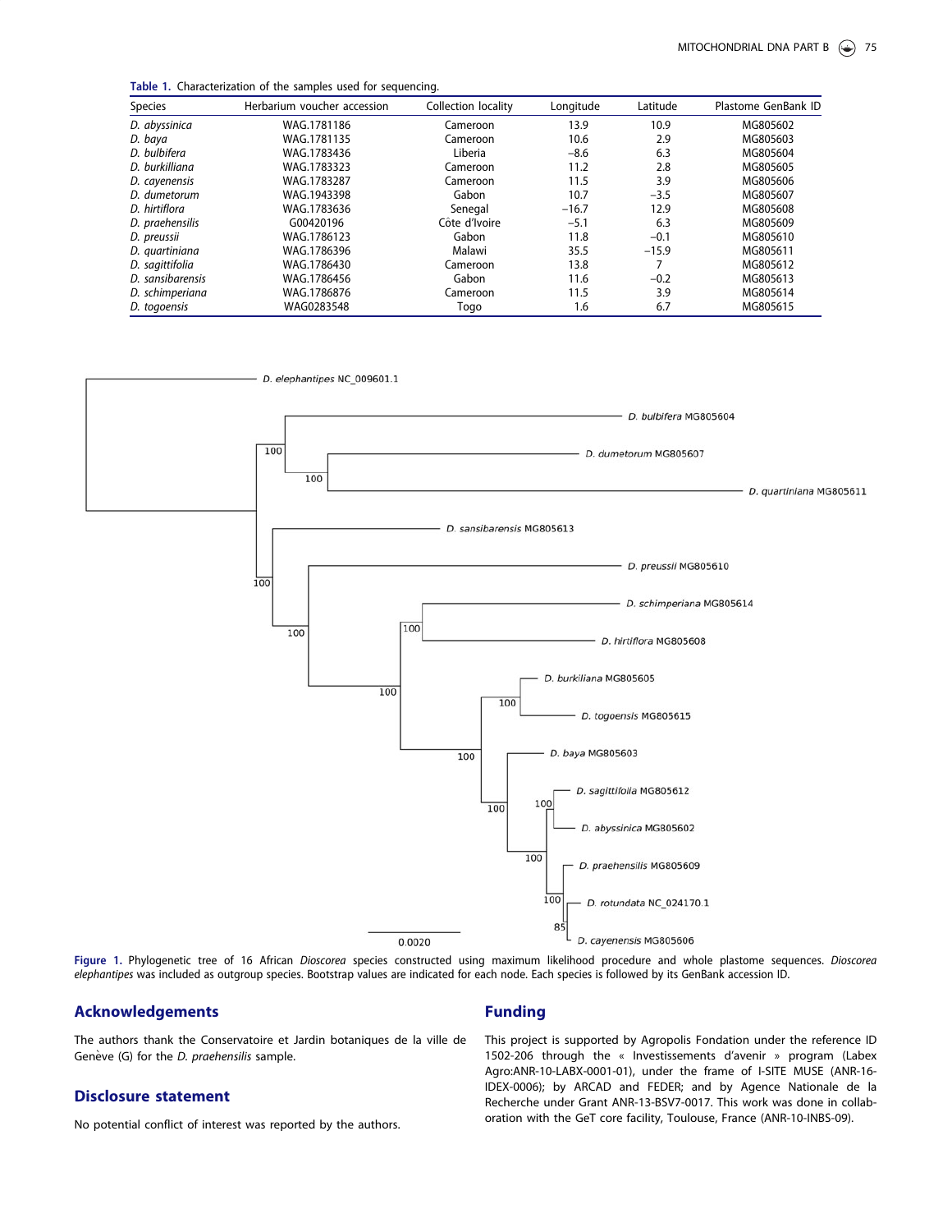**Table 1.** Characterization of the samples used for sequencing.

| Species | Herbarium voucher accession | Collection locality | Longitude | Latitude | Plastome GenBank ID |
|---|---|---|---|---|---|
| *D. abyssinica* | WAG.1781186 | Cameroon | 13.9 | 10.9 | MG805602 |
| *D. baya* | WAG.1781135 | Cameroon | 10.6 | 2.9 | MG805603 |
| *D. bulbifera* | WAG.1783436 | Liberia | −8.6 | 6.3 | MG805604 |
| *D. burkilliana* | WAG.1783323 | Cameroon | 11.2 | 2.8 | MG805605 |
| *D. cayenensis* | WAG.1783287 | Cameroon | 11.5 | 3.9 | MG805606 |
| *D. dumetorum* | WAG.1943398 | Gabon | 10.7 | −3.5 | MG805607 |
| *D. hirtiflora* | WAG.1783636 | Senegal | −16.7 | 12.9 | MG805608 |
| *D. praehensilis* | G00420196 | Côte d'Ivoire | −5.1 | 6.3 | MG805609 |
| *D. preussii* | WAG.1786123 | Gabon | 11.8 | −0.1 | MG805610 |
| *D. quartiniana* | WAG.1786396 | Malawi | 35.5 | −15.9 | MG805611 |
| *D. sagittifolia* | WAG.1786430 | Cameroon | 13.8 | 7 | MG805612 |
| *D. sansibarensis* | WAG.1786456 | Gabon | 11.6 | −0.2 | MG805613 |
| *D. schimperiana* | WAG.1786876 | Cameroon | 11.5 | 3.9 | MG805614 |
| *D. togoensis* | WAG0283548 | Togo | 1.6 | 6.7 | MG805615 |

**Figure 1.** Phylogenetic tree of 16 African *Dioscorea* species constructed using maximum likelihood procedure and whole plastome sequences. *Dioscorea elephantipes* was included as outgroup species. Bootstrap values are indicated for each node. Each species is followed by its GenBank accession ID.

## Acknowledgements

The authors thank the Conservatoire et Jardin botaniques de la ville de Genève (G) for the *D. praehensilis* sample.

## Disclosure statement

No potential conflict of interest was reported by the authors.

## Funding

This project is supported by Agropolis Fondation under the reference ID 1502-206 through the « Investissements d'avenir » program (Labex Agro:ANR-10-LABX-0001-01), under the frame of I-SITE MUSE (ANR-16-IDEX-0006); by ARCAD and FEDER; and by Agence Nationale de la Recherche under Grant ANR-13-BSV7-0017. This work was done in collaboration with the GeT core facility, Toulouse, France (ANR-10-INBS-09).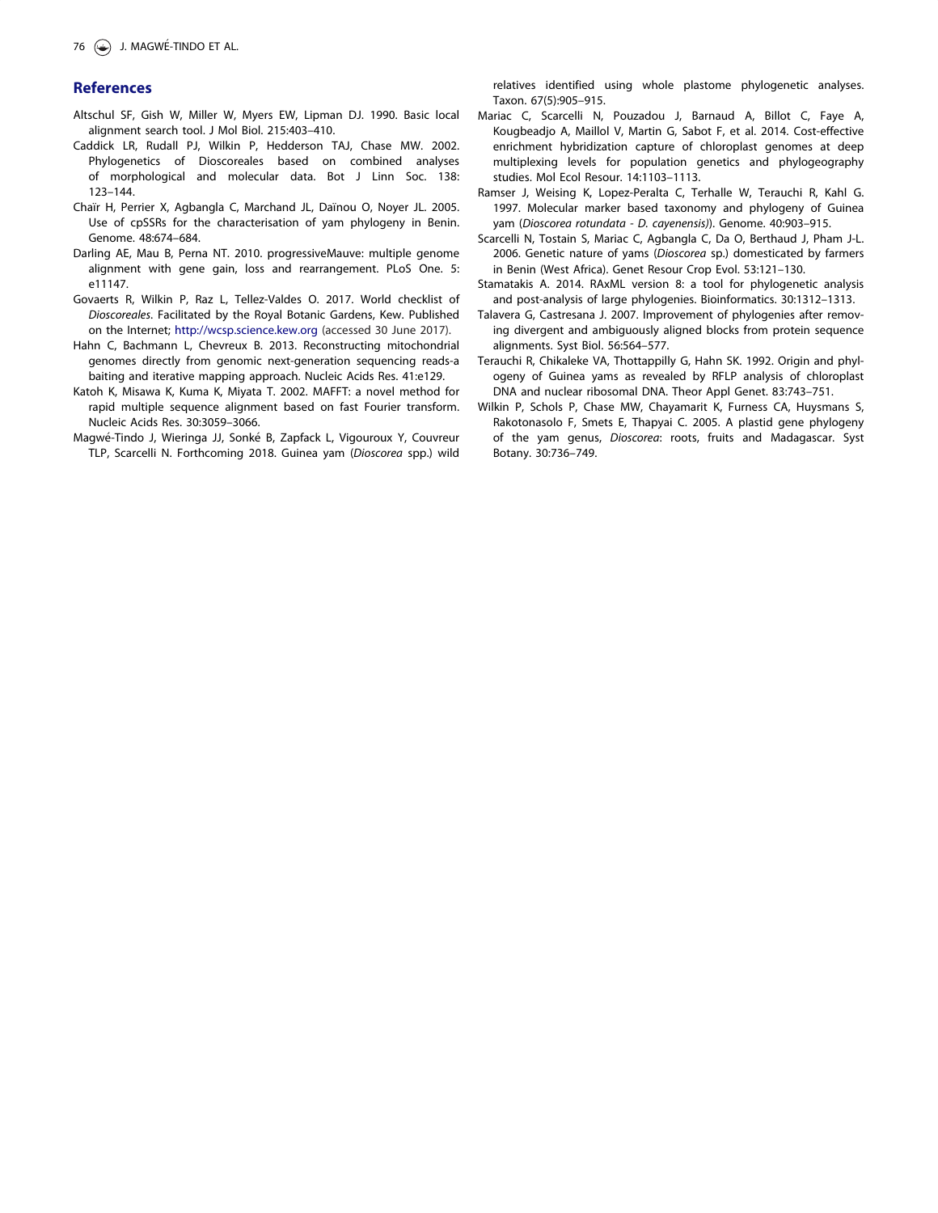## References

Altschul SF, Gish W, Miller W, Myers EW, Lipman DJ. 1990. Basic local alignment search tool. J Mol Biol. 215:403–410.

Caddick LR, Rudall PJ, Wilkin P, Hedderson TAJ, Chase MW. 2002. Phylogenetics of Dioscoreales based on combined analyses of morphological and molecular data. Bot J Linn Soc. 138: 123–144.

Chaïr H, Perrier X, Agbangla C, Marchand JL, Daïnou O, Noyer JL. 2005. Use of cpSSRs for the characterisation of yam phylogeny in Benin. Genome. 48:674–684.

Darling AE, Mau B, Perna NT. 2010. progressiveMauve: multiple genome alignment with gene gain, loss and rearrangement. PLoS One. 5: e11147.

Govaerts R, Wilkin P, Raz L, Tellez-Valdes O. 2017. World checklist of *Dioscoreales*. Facilitated by the Royal Botanic Gardens, Kew. Published on the Internet; http://wcsp.science.kew.org (accessed 30 June 2017).

Hahn C, Bachmann L, Chevreux B. 2013. Reconstructing mitochondrial genomes directly from genomic next-generation sequencing reads-a baiting and iterative mapping approach. Nucleic Acids Res. 41:e129.

Katoh K, Misawa K, Kuma K, Miyata T. 2002. MAFFT: a novel method for rapid multiple sequence alignment based on fast Fourier transform. Nucleic Acids Res. 30:3059–3066.

Magwé-Tindo J, Wieringa JJ, Sonké B, Zapfack L, Vigouroux Y, Couvreur TLP, Scarcelli N. Forthcoming 2018. Guinea yam (*Dioscorea* spp.) wild relatives identified using whole plastome phylogenetic analyses. Taxon. 67(5):905–915.

Mariac C, Scarcelli N, Pouzadou J, Barnaud A, Billot C, Faye A, Kougbeadjo A, Maillol V, Martin G, Sabot F, et al. 2014. Cost-effective enrichment hybridization capture of chloroplast genomes at deep multiplexing levels for population genetics and phylogeography studies. Mol Ecol Resour. 14:1103–1113.

Ramser J, Weising K, Lopez-Peralta C, Terhalle W, Terauchi R, Kahl G. 1997. Molecular marker based taxonomy and phylogeny of Guinea yam (*Dioscorea rotundata - D. cayenensis*)). Genome. 40:903–915.

Scarcelli N, Tostain S, Mariac C, Agbangla C, Da O, Berthaud J, Pham J-L. 2006. Genetic nature of yams (*Dioscorea* sp.) domesticated by farmers in Benin (West Africa). Genet Resour Crop Evol. 53:121–130.

Stamatakis A. 2014. RAxML version 8: a tool for phylogenetic analysis and post-analysis of large phylogenies. Bioinformatics. 30:1312–1313.

Talavera G, Castresana J. 2007. Improvement of phylogenies after removing divergent and ambiguously aligned blocks from protein sequence alignments. Syst Biol. 56:564–577.

Terauchi R, Chikaleke VA, Thottappilly G, Hahn SK. 1992. Origin and phylogeny of Guinea yams as revealed by RFLP analysis of chloroplast DNA and nuclear ribosomal DNA. Theor Appl Genet. 83:743–751.

Wilkin P, Schols P, Chase MW, Chayamarit K, Furness CA, Huysmans S, Rakotonasolo F, Smets E, Thapyai C. 2005. A plastid gene phylogeny of the yam genus, *Dioscorea*: roots, fruits and Madagascar. Syst Botany. 30:736–749.